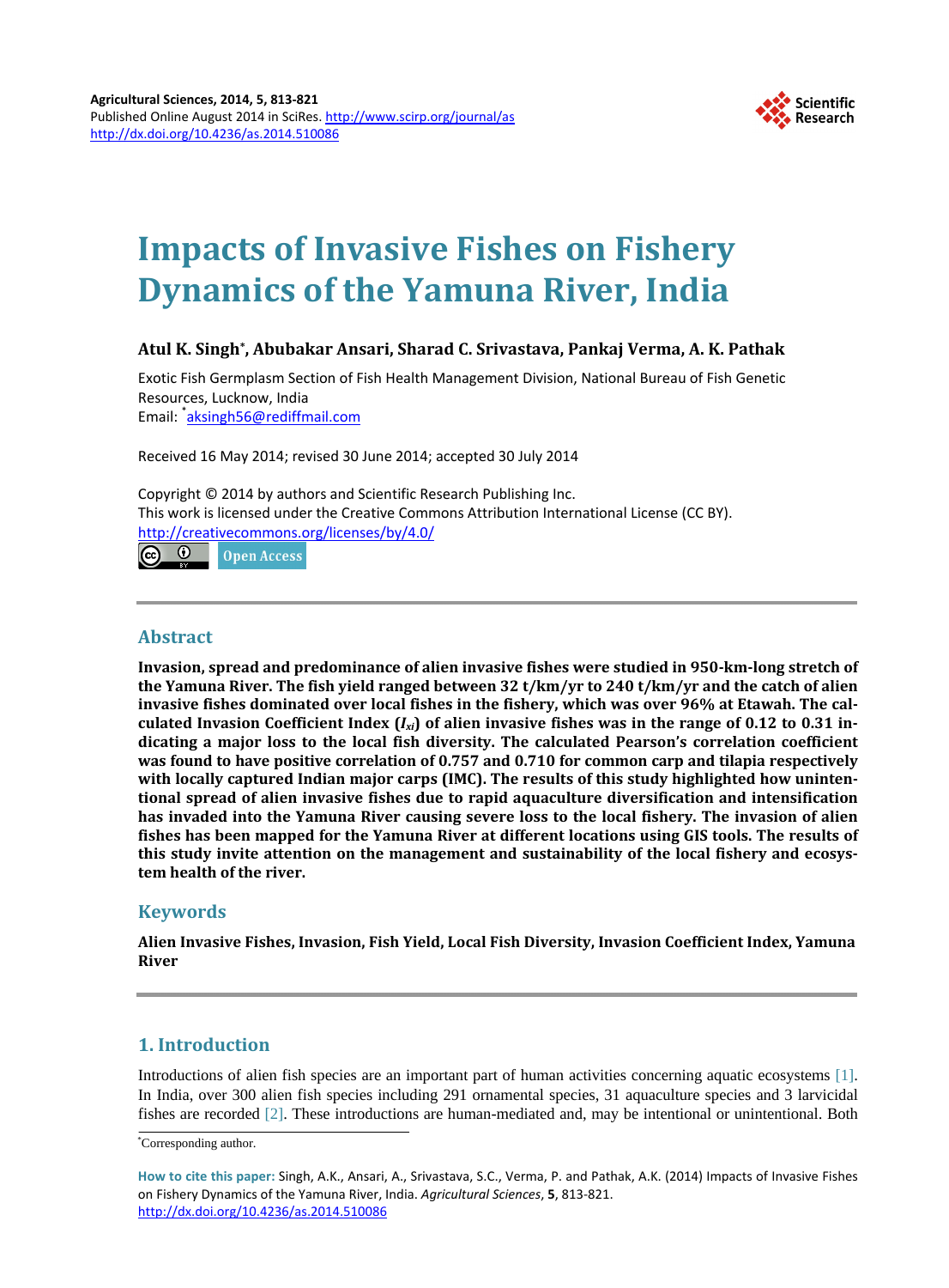Agricultural Sciences, 2014, 5, 813-821
Published Online August 2014 in SciRes. http://www.scirp.org/journal/as
http://dx.doi.org/10.4236/as.2014.510086

# Impacts of Invasive Fishes on Fishery Dynamics of the Yamuna River, India

**Atul K. Singh***, **Abubakar Ansari, Sharad C. Srivastava, Pankaj Verma, A. K. Pathak**

Exotic Fish Germplasm Section of Fish Health Management Division, National Bureau of Fish Genetic Resources, Lucknow, India
Email: *aksingh56@rediffmail.com

Received 16 May 2014; revised 30 June 2014; accepted 30 July 2014

Copyright © 2014 by authors and Scientific Research Publishing Inc.
This work is licensed under the Creative Commons Attribution International License (CC BY).
http://creativecommons.org/licenses/by/4.0/

Open Access

## Abstract

**Invasion, spread and predominance of alien invasive fishes were studied in 950-km-long stretch of the Yamuna River. The fish yield ranged between 32 t/km/yr to 240 t/km/yr and the catch of alien invasive fishes dominated over local fishes in the fishery, which was over 96% at Etawah. The calculated Invasion Coefficient Index ($I_{xi}$) of alien invasive fishes was in the range of 0.12 to 0.31 indicating a major loss to the local fish diversity. The calculated Pearson's correlation coefficient was found to have positive correlation of 0.757 and 0.710 for common carp and tilapia respectively with locally captured Indian major carps (IMC). The results of this study highlighted how unintentional spread of alien invasive fishes due to rapid aquaculture diversification and intensification has invaded into the Yamuna River causing severe loss to the local fishery. The invasion of alien fishes has been mapped for the Yamuna River at different locations using GIS tools. The results of this study invite attention on the management and sustainability of the local fishery and ecosystem health of the river.**

## Keywords

**Alien Invasive Fishes, Invasion, Fish Yield, Local Fish Diversity, Invasion Coefficient Index, Yamuna River**

## 1. Introduction

Introductions of alien fish species are an important part of human activities concerning aquatic ecosystems [1]. In India, over 300 alien fish species including 291 ornamental species, 31 aquaculture species and 3 larvicidal fishes are recorded [2]. These introductions are human-mediated and, may be intentional or unintentional. Both

*Corresponding author.

**How to cite this paper:** Singh, A.K., Ansari, A., Srivastava, S.C., Verma, P. and Pathak, A.K. (2014) Impacts of Invasive Fishes on Fishery Dynamics of the Yamuna River, India. *Agricultural Sciences*, **5**, 813-821.
http://dx.doi.org/10.4236/as.2014.510086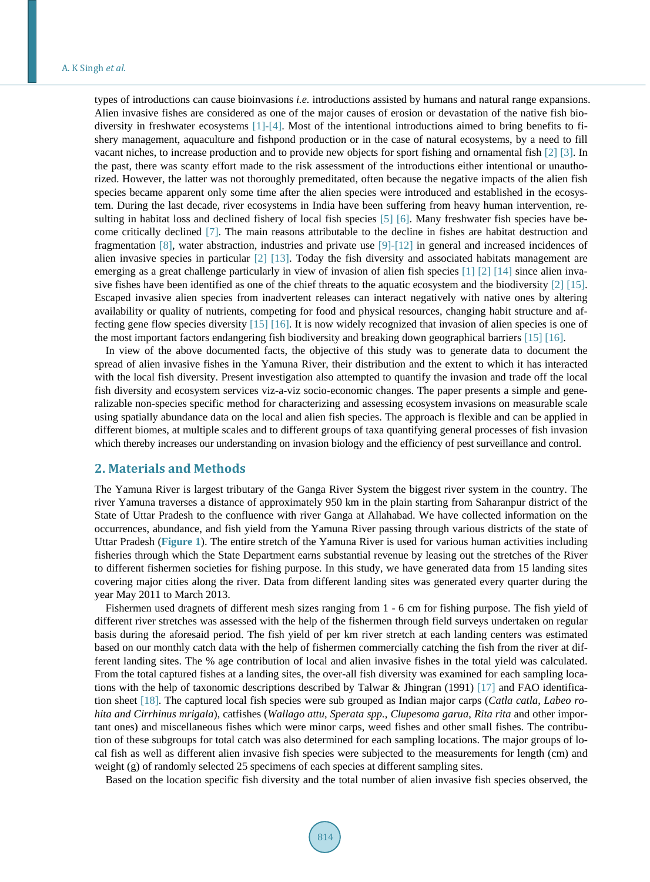types of introductions can cause bioinvasions *i.e.* introductions assisted by humans and natural range expansions. Alien invasive fishes are considered as one of the major causes of erosion or devastation of the native fish biodiversity in freshwater ecosystems [1]-[4]. Most of the intentional introductions aimed to bring benefits to fishery management, aquaculture and fishpond production or in the case of natural ecosystems, by a need to fill vacant niches, to increase production and to provide new objects for sport fishing and ornamental fish [2] [3]. In the past, there was scanty effort made to the risk assessment of the introductions either intentional or unauthorized. However, the latter was not thoroughly premeditated, often because the negative impacts of the alien fish species became apparent only some time after the alien species were introduced and established in the ecosystem. During the last decade, river ecosystems in India have been suffering from heavy human intervention, resulting in habitat loss and declined fishery of local fish species [5] [6]. Many freshwater fish species have become critically declined [7]. The main reasons attributable to the decline in fishes are habitat destruction and fragmentation [8], water abstraction, industries and private use [9]-[12] in general and increased incidences of alien invasive species in particular [2] [13]. Today the fish diversity and associated habitats management are emerging as a great challenge particularly in view of invasion of alien fish species [1] [2] [14] since alien invasive fishes have been identified as one of the chief threats to the aquatic ecosystem and the biodiversity [2] [15]. Escaped invasive alien species from inadvertent releases can interact negatively with native ones by altering availability or quality of nutrients, competing for food and physical resources, changing habit structure and affecting gene flow species diversity [15] [16]. It is now widely recognized that invasion of alien species is one of the most important factors endangering fish biodiversity and breaking down geographical barriers [15] [16].

In view of the above documented facts, the objective of this study was to generate data to document the spread of alien invasive fishes in the Yamuna River, their distribution and the extent to which it has interacted with the local fish diversity. Present investigation also attempted to quantify the invasion and trade off the local fish diversity and ecosystem services viz-a-viz socio-economic changes. The paper presents a simple and generalizable non-species specific method for characterizing and assessing ecosystem invasions on measurable scale using spatially abundance data on the local and alien fish species. The approach is flexible and can be applied in different biomes, at multiple scales and to different groups of taxa quantifying general processes of fish invasion which thereby increases our understanding on invasion biology and the efficiency of pest surveillance and control.

## 2. Materials and Methods

The Yamuna River is largest tributary of the Ganga River System the biggest river system in the country. The river Yamuna traverses a distance of approximately 950 km in the plain starting from Saharanpur district of the State of Uttar Pradesh to the confluence with river Ganga at Allahabad. We have collected information on the occurrences, abundance, and fish yield from the Yamuna River passing through various districts of the state of Uttar Pradesh (**Figure 1**). The entire stretch of the Yamuna River is used for various human activities including fisheries through which the State Department earns substantial revenue by leasing out the stretches of the River to different fishermen societies for fishing purpose. In this study, we have generated data from 15 landing sites covering major cities along the river. Data from different landing sites was generated every quarter during the year May 2011 to March 2013.

Fishermen used dragnets of different mesh sizes ranging from 1 - 6 cm for fishing purpose. The fish yield of different river stretches was assessed with the help of the fishermen through field surveys undertaken on regular basis during the aforesaid period. The fish yield of per km river stretch at each landing centers was estimated based on our monthly catch data with the help of fishermen commercially catching the fish from the river at different landing sites. The % age contribution of local and alien invasive fishes in the total yield was calculated. From the total captured fishes at a landing sites, the over-all fish diversity was examined for each sampling locations with the help of taxonomic descriptions described by Talwar & Jhingran (1991) [17] and FAO identification sheet [18]. The captured local fish species were sub grouped as Indian major carps (*Catla catla*, *Labeo rohita and Cirrhinus mrigala*), catfishes (*Wallago attu*, *Sperata spp.*, *Clupesoma garua*, *Rita rita* and other important ones) and miscellaneous fishes which were minor carps, weed fishes and other small fishes. The contribution of these subgroups for total catch was also determined for each sampling locations. The major groups of local fish as well as different alien invasive fish species were subjected to the measurements for length (cm) and weight (g) of randomly selected 25 specimens of each species at different sampling sites.

Based on the location specific fish diversity and the total number of alien invasive fish species observed, the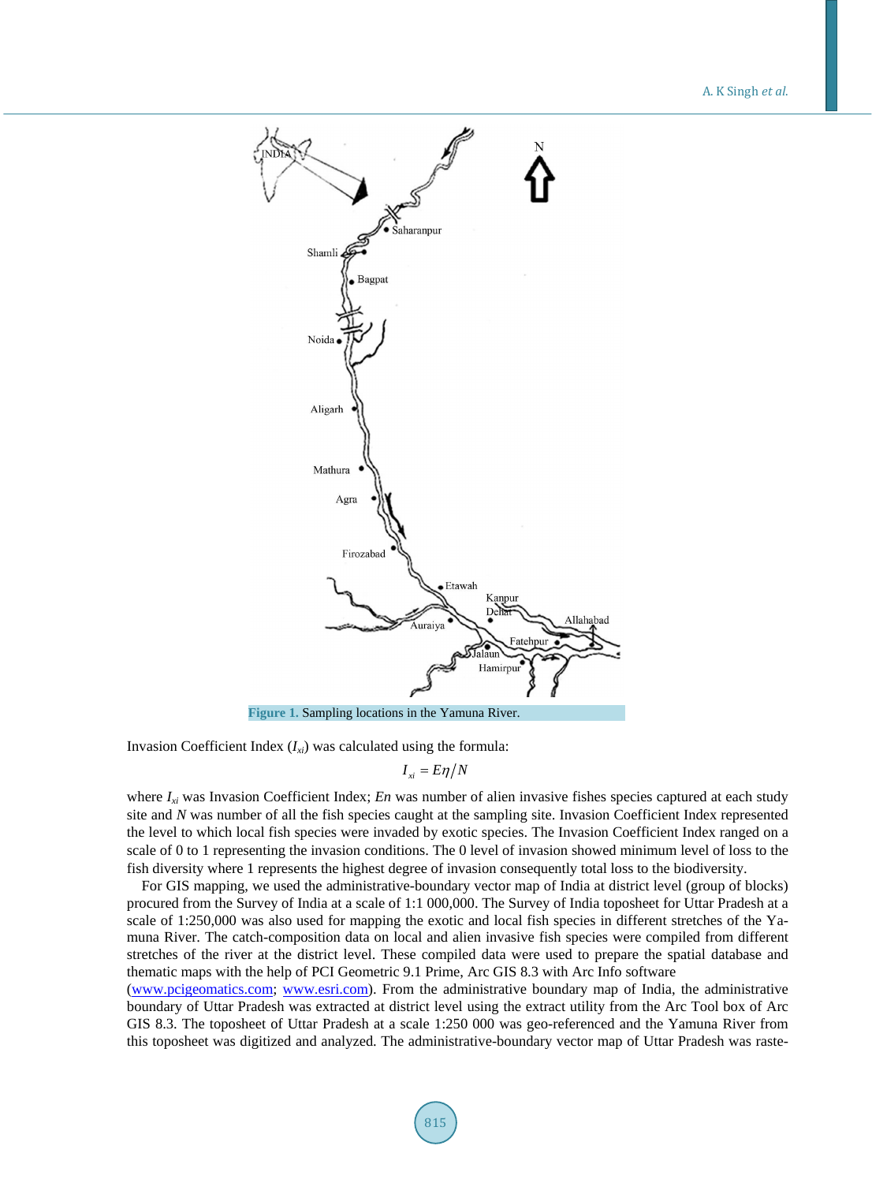Figure 1. Sampling locations in the Yamuna River.

Invasion Coefficient Index ($I_{xi}$) was calculated using the formula:

$$I_{xi} = E\eta/N$$

where $I_{xi}$ was Invasion Coefficient Index; *En* was number of alien invasive fishes species captured at each study site and *N* was number of all the fish species caught at the sampling site. Invasion Coefficient Index represented the level to which local fish species were invaded by exotic species. The Invasion Coefficient Index ranged on a scale of 0 to 1 representing the invasion conditions. The 0 level of invasion showed minimum level of loss to the fish diversity where 1 represents the highest degree of invasion consequently total loss to the biodiversity.

For GIS mapping, we used the administrative-boundary vector map of India at district level (group of blocks) procured from the Survey of India at a scale of 1:1 000,000. The Survey of India toposheet for Uttar Pradesh at a scale of 1:250,000 was also used for mapping the exotic and local fish species in different stretches of the Yamuna River. The catch-composition data on local and alien invasive fish species were compiled from different stretches of the river at the district level. These compiled data were used to prepare the spatial database and thematic maps with the help of PCI Geometric 9.1 Prime, Arc GIS 8.3 with Arc Info software (www.pcigeomatics.com; www.esri.com). From the administrative boundary map of India, the administrative boundary of Uttar Pradesh was extracted at district level using the extract utility from the Arc Tool box of Arc GIS 8.3. The toposheet of Uttar Pradesh at a scale 1:250 000 was geo-referenced and the Yamuna River from this toposheet was digitized and analyzed. The administrative-boundary vector map of Uttar Pradesh was raste-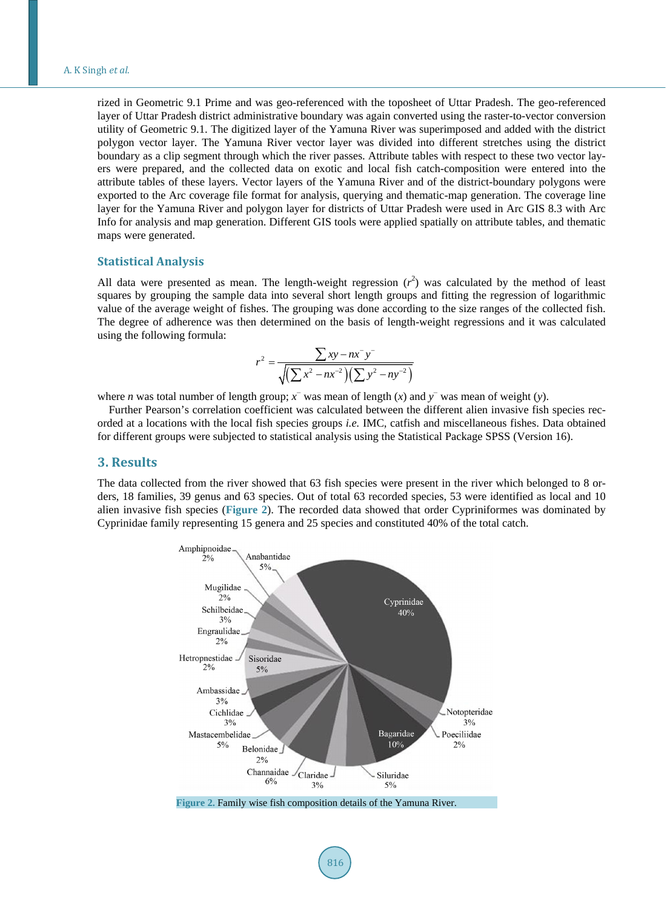rized in Geometric 9.1 Prime and was geo-referenced with the toposheet of Uttar Pradesh. The geo-referenced layer of Uttar Pradesh district administrative boundary was again converted using the raster-to-vector conversion utility of Geometric 9.1. The digitized layer of the Yamuna River was superimposed and added with the district polygon vector layer. The Yamuna River vector layer was divided into different stretches using the district boundary as a clip segment through which the river passes. Attribute tables with respect to these two vector layers were prepared, and the collected data on exotic and local fish catch-composition were entered into the attribute tables of these layers. Vector layers of the Yamuna River and of the district-boundary polygons were exported to the Arc coverage file format for analysis, querying and thematic-map generation. The coverage line layer for the Yamuna River and polygon layer for districts of Uttar Pradesh were used in Arc GIS 8.3 with Arc Info for analysis and map generation. Different GIS tools were applied spatially on attribute tables, and thematic maps were generated.

### Statistical Analysis

All data were presented as mean. The length-weight regression ($r^2$) was calculated by the method of least squares by grouping the sample data into several short length groups and fitting the regression of logarithmic value of the average weight of fishes. The grouping was done according to the size ranges of the collected fish. The degree of adherence was then determined on the basis of length-weight regressions and it was calculated using the following formula:

$$r^2 = \frac{\sum xy - n\bar{x}\bar{y}}{\sqrt{\left(\sum x^2 - n\bar{x}^2\right)\left(\sum y^2 - n\bar{y}^2\right)}}$$

where $n$ was total number of length group; $\bar{x}$ was mean of length ($x$) and $\bar{y}$ was mean of weight ($y$).

Further Pearson's correlation coefficient was calculated between the different alien invasive fish species recorded at a locations with the local fish species groups *i.e.* IMC, catfish and miscellaneous fishes. Data obtained for different groups were subjected to statistical analysis using the Statistical Package SPSS (Version 16).

## 3. Results

The data collected from the river showed that 63 fish species were present in the river which belonged to 8 orders, 18 families, 39 genus and 63 species. Out of total 63 recorded species, 53 were identified as local and 10 alien invasive fish species (**Figure 2**). The recorded data showed that order Cypriniformes was dominated by Cyprinidae family representing 15 genera and 25 species and constituted 40% of the total catch.

**Figure 2.** Family wise fish composition details of the Yamuna River.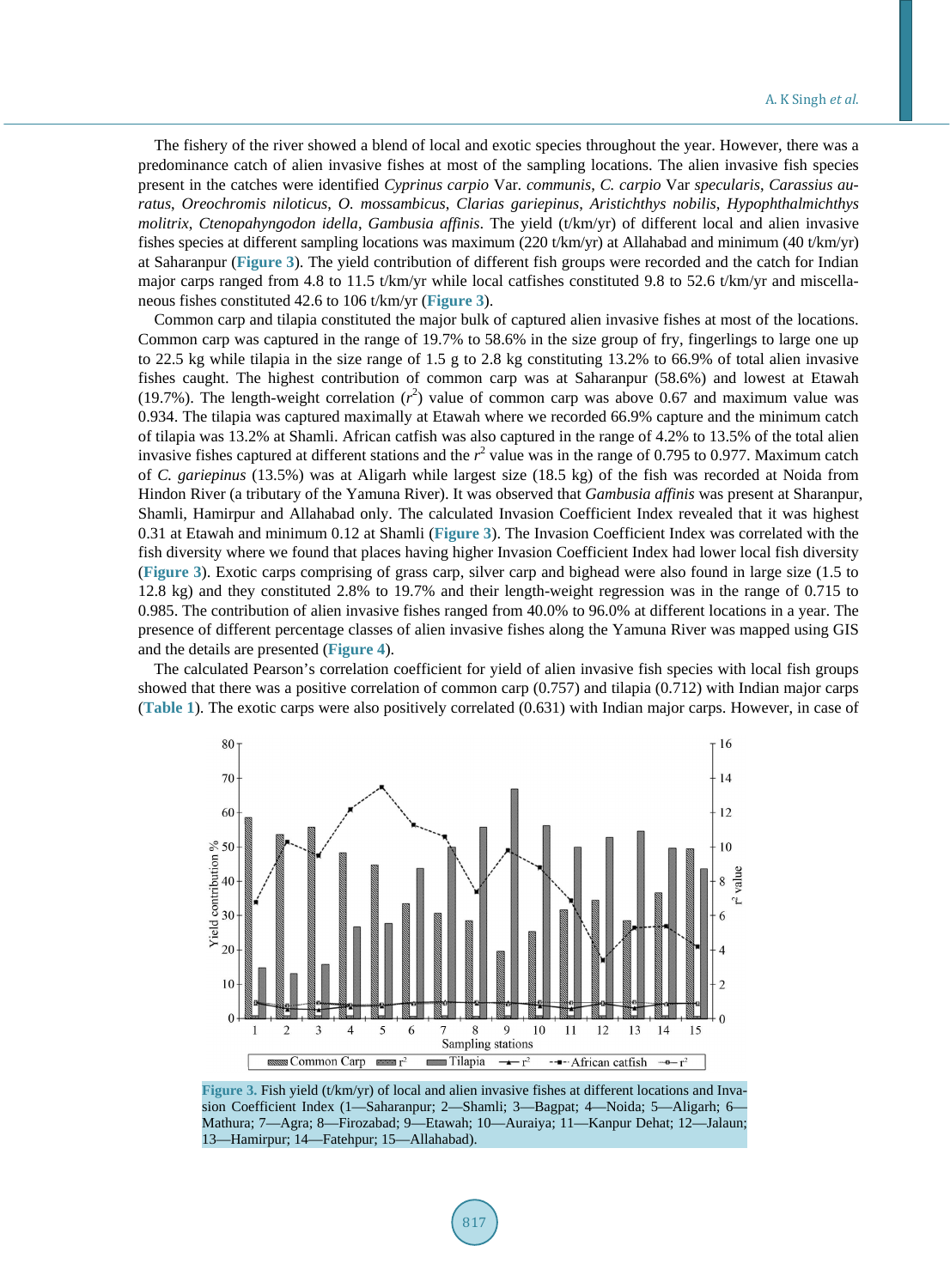The fishery of the river showed a blend of local and exotic species throughout the year. However, there was a predominance catch of alien invasive fishes at most of the sampling locations. The alien invasive fish species present in the catches were identified *Cyprinus carpio* Var. *communis*, *C. carpio* Var *specularis*, *Carassius auratus*, *Oreochromis niloticus*, *O. mossambicus*, *Clarias gariepinus*, *Aristichthys nobilis*, *Hypophthalmichthys molitrix*, *Ctenopahyngodon idella*, *Gambusia affinis*. The yield (t/km/yr) of different local and alien invasive fishes species at different sampling locations was maximum (220 t/km/yr) at Allahabad and minimum (40 t/km/yr) at Saharanpur (**Figure 3**). The yield contribution of different fish groups were recorded and the catch for Indian major carps ranged from 4.8 to 11.5 t/km/yr while local catfishes constituted 9.8 to 52.6 t/km/yr and miscellaneous fishes constituted 42.6 to 106 t/km/yr (**Figure 3**).

Common carp and tilapia constituted the major bulk of captured alien invasive fishes at most of the locations. Common carp was captured in the range of 19.7% to 58.6% in the size group of fry, fingerlings to large one up to 22.5 kg while tilapia in the size range of 1.5 g to 2.8 kg constituting 13.2% to 66.9% of total alien invasive fishes caught. The highest contribution of common carp was at Saharanpur (58.6%) and lowest at Etawah (19.7%). The length-weight correlation ($r^2$) value of common carp was above 0.67 and maximum value was 0.934. The tilapia was captured maximally at Etawah where we recorded 66.9% capture and the minimum catch of tilapia was 13.2% at Shamli. African catfish was also captured in the range of 4.2% to 13.5% of the total alien invasive fishes captured at different stations and the $r^2$ value was in the range of 0.795 to 0.977. Maximum catch of *C. gariepinus* (13.5%) was at Aligarh while largest size (18.5 kg) of the fish was recorded at Noida from Hindon River (a tributary of the Yamuna River). It was observed that *Gambusia affinis* was present at Sharanpur, Shamli, Hamirpur and Allahabad only. The calculated Invasion Coefficient Index revealed that it was highest 0.31 at Etawah and minimum 0.12 at Shamli (**Figure 3**). The Invasion Coefficient Index was correlated with the fish diversity where we found that places having higher Invasion Coefficient Index had lower local fish diversity (**Figure 3**). Exotic carps comprising of grass carp, silver carp and bighead were also found in large size (1.5 to 12.8 kg) and they constituted 2.8% to 19.7% and their length-weight regression was in the range of 0.715 to 0.985. The contribution of alien invasive fishes ranged from 40.0% to 96.0% at different locations in a year. The presence of different percentage classes of alien invasive fishes along the Yamuna River was mapped using GIS and the details are presented (**Figure 4**).

The calculated Pearson's correlation coefficient for yield of alien invasive fish species with local fish groups showed that there was a positive correlation of common carp (0.757) and tilapia (0.712) with Indian major carps (**Table 1**). The exotic carps were also positively correlated (0.631) with Indian major carps. However, in case of

**Figure 3.** Fish yield (t/km/yr) of local and alien invasive fishes at different locations and Invasion Coefficient Index (1—Saharanpur; 2—Shamli; 3—Bagpat; 4—Noida; 5—Aligarh; 6—Mathura; 7—Agra; 8—Firozabad; 9—Etawah; 10—Auraiya; 11—Kanpur Dehat; 12—Jalaun; 13—Hamirpur; 14—Fatehpur; 15—Allahabad).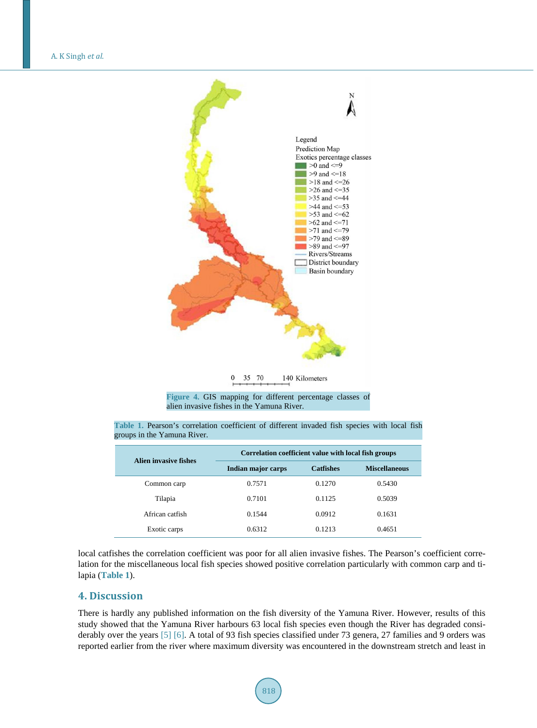Figure 4. GIS mapping for different percentage classes of alien invasive fishes in the Yamuna River.

Table 1. Pearson's correlation coefficient of different invaded fish species with local fish groups in the Yamuna River.

| Alien invasive fishes | Correlation coefficient value with local fish groups | | |
|---|---|---|---|
| | Indian major carps | Catfishes | Miscellaneous |
| Common carp | 0.7571 | 0.1270 | 0.5430 |
| Tilapia | 0.7101 | 0.1125 | 0.5039 |
| African catfish | 0.1544 | 0.0912 | 0.1631 |
| Exotic carps | 0.6312 | 0.1213 | 0.4651 |

local catfishes the correlation coefficient was poor for all alien invasive fishes. The Pearson's coefficient correlation for the miscellaneous local fish species showed positive correlation particularly with common carp and tilapia (Table 1).

## 4. Discussion

There is hardly any published information on the fish diversity of the Yamuna River. However, results of this study showed that the Yamuna River harbours 63 local fish species even though the River has degraded considerably over the years [5] [6]. A total of 93 fish species classified under 73 genera, 27 families and 9 orders was reported earlier from the river where maximum diversity was encountered in the downstream stretch and least in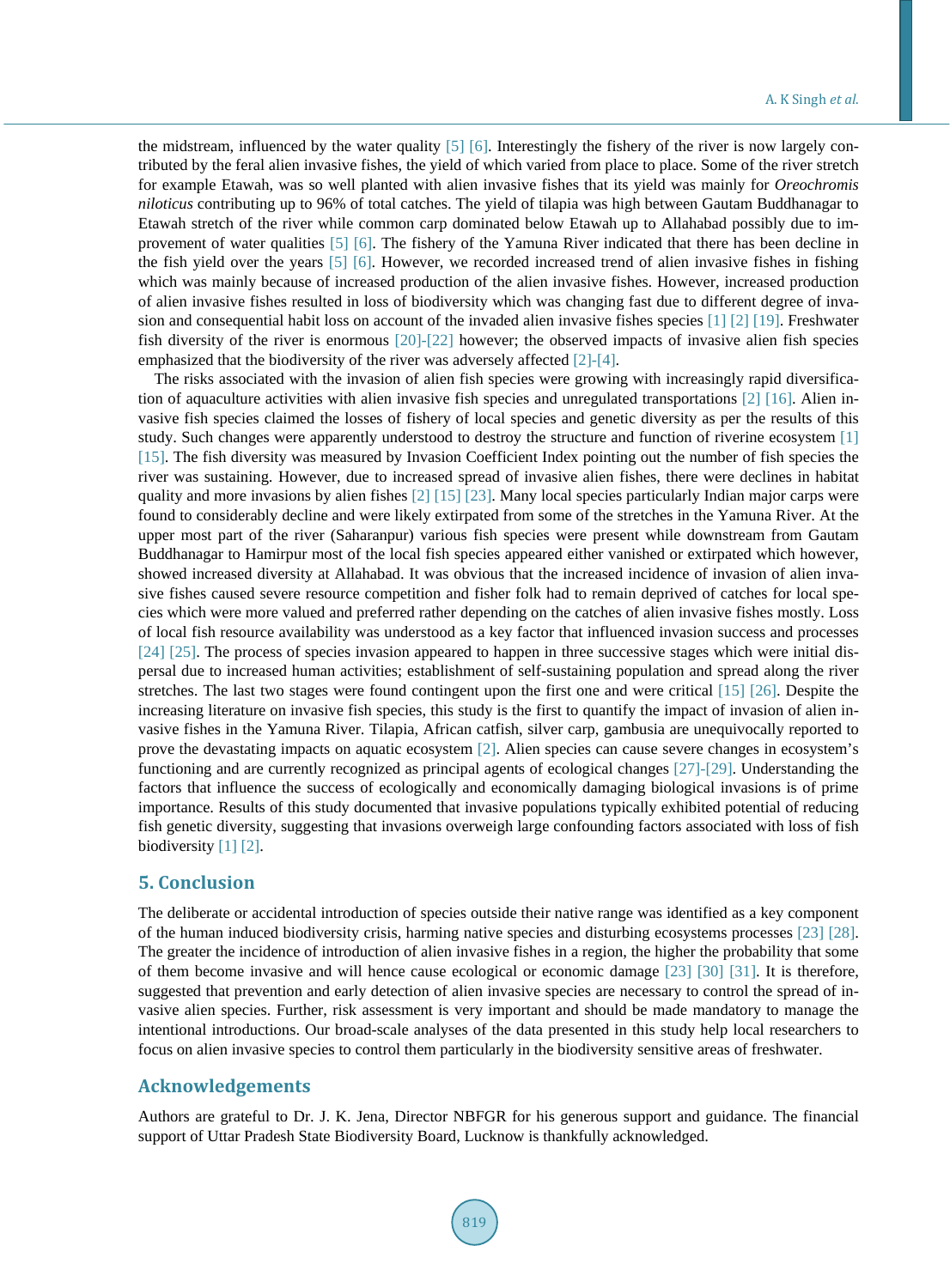the midstream, influenced by the water quality [5] [6]. Interestingly the fishery of the river is now largely contributed by the feral alien invasive fishes, the yield of which varied from place to place. Some of the river stretch for example Etawah, was so well planted with alien invasive fishes that its yield was mainly for *Oreochromis niloticus* contributing up to 96% of total catches. The yield of tilapia was high between Gautam Buddhanagar to Etawah stretch of the river while common carp dominated below Etawah up to Allahabad possibly due to improvement of water qualities [5] [6]. The fishery of the Yamuna River indicated that there has been decline in the fish yield over the years [5] [6]. However, we recorded increased trend of alien invasive fishes in fishing which was mainly because of increased production of the alien invasive fishes. However, increased production of alien invasive fishes resulted in loss of biodiversity which was changing fast due to different degree of invasion and consequential habit loss on account of the invaded alien invasive fishes species [1] [2] [19]. Freshwater fish diversity of the river is enormous [20]-[22] however; the observed impacts of invasive alien fish species emphasized that the biodiversity of the river was adversely affected [2]-[4].

The risks associated with the invasion of alien fish species were growing with increasingly rapid diversification of aquaculture activities with alien invasive fish species and unregulated transportations [2] [16]. Alien invasive fish species claimed the losses of fishery of local species and genetic diversity as per the results of this study. Such changes were apparently understood to destroy the structure and function of riverine ecosystem [1] [15]. The fish diversity was measured by Invasion Coefficient Index pointing out the number of fish species the river was sustaining. However, due to increased spread of invasive alien fishes, there were declines in habitat quality and more invasions by alien fishes [2] [15] [23]. Many local species particularly Indian major carps were found to considerably decline and were likely extirpated from some of the stretches in the Yamuna River. At the upper most part of the river (Saharanpur) various fish species were present while downstream from Gautam Buddhanagar to Hamirpur most of the local fish species appeared either vanished or extirpated which however, showed increased diversity at Allahabad. It was obvious that the increased incidence of invasion of alien invasive fishes caused severe resource competition and fisher folk had to remain deprived of catches for local species which were more valued and preferred rather depending on the catches of alien invasive fishes mostly. Loss of local fish resource availability was understood as a key factor that influenced invasion success and processes [24] [25]. The process of species invasion appeared to happen in three successive stages which were initial dispersal due to increased human activities; establishment of self-sustaining population and spread along the river stretches. The last two stages were found contingent upon the first one and were critical [15] [26]. Despite the increasing literature on invasive fish species, this study is the first to quantify the impact of invasion of alien invasive fishes in the Yamuna River. Tilapia, African catfish, silver carp, gambusia are unequivocally reported to prove the devastating impacts on aquatic ecosystem [2]. Alien species can cause severe changes in ecosystem's functioning and are currently recognized as principal agents of ecological changes [27]-[29]. Understanding the factors that influence the success of ecologically and economically damaging biological invasions is of prime importance. Results of this study documented that invasive populations typically exhibited potential of reducing fish genetic diversity, suggesting that invasions overweigh large confounding factors associated with loss of fish biodiversity [1] [2].

## 5. Conclusion

The deliberate or accidental introduction of species outside their native range was identified as a key component of the human induced biodiversity crisis, harming native species and disturbing ecosystems processes [23] [28]. The greater the incidence of introduction of alien invasive fishes in a region, the higher the probability that some of them become invasive and will hence cause ecological or economic damage [23] [30] [31]. It is therefore, suggested that prevention and early detection of alien invasive species are necessary to control the spread of invasive alien species. Further, risk assessment is very important and should be made mandatory to manage the intentional introductions. Our broad-scale analyses of the data presented in this study help local researchers to focus on alien invasive species to control them particularly in the biodiversity sensitive areas of freshwater.

## Acknowledgements

Authors are grateful to Dr. J. K. Jena, Director NBFGR for his generous support and guidance. The financial support of Uttar Pradesh State Biodiversity Board, Lucknow is thankfully acknowledged.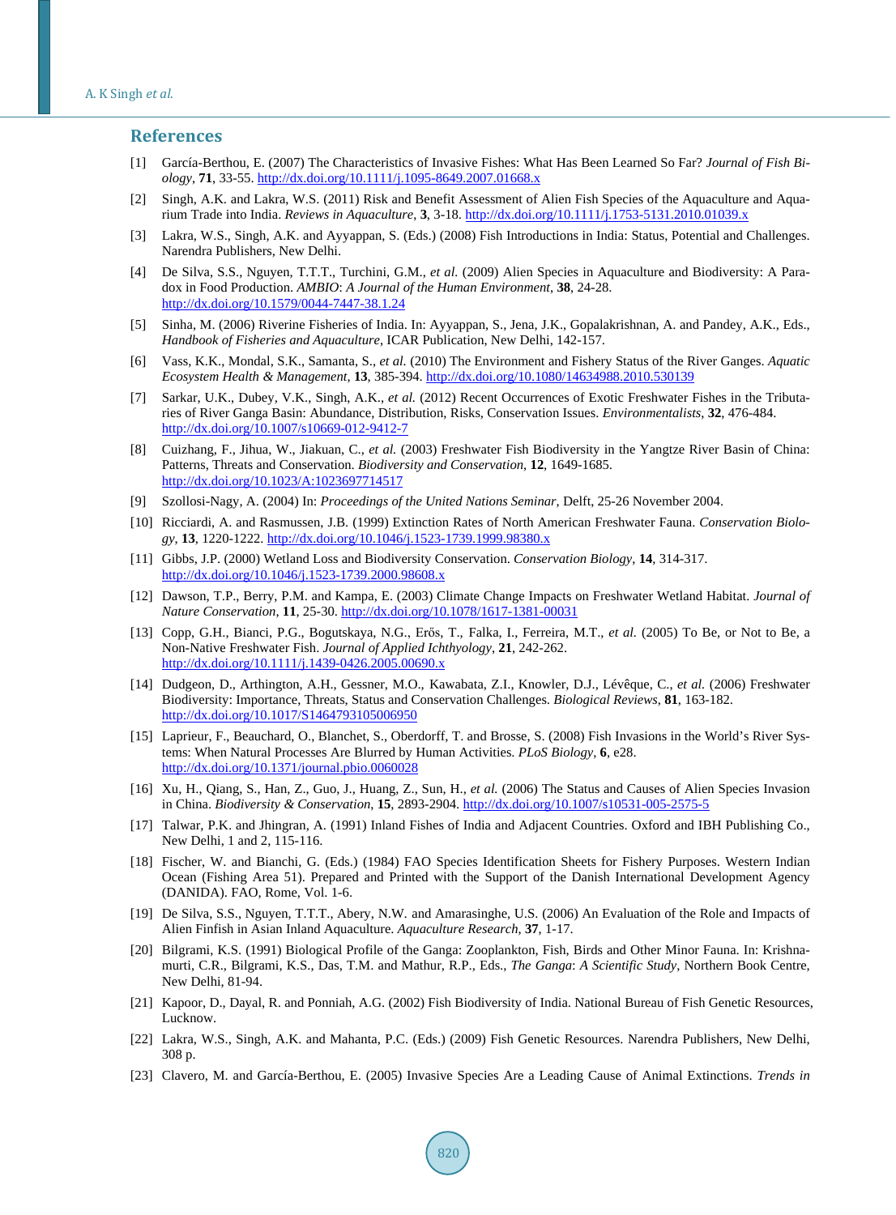## References

[1] García-Berthou, E. (2007) The Characteristics of Invasive Fishes: What Has Been Learned So Far? *Journal of Fish Biology*, **71**, 33-55. http://dx.doi.org/10.1111/j.1095-8649.2007.01668.x

[2] Singh, A.K. and Lakra, W.S. (2011) Risk and Benefit Assessment of Alien Fish Species of the Aquaculture and Aquarium Trade into India. *Reviews in Aquaculture*, **3**, 3-18. http://dx.doi.org/10.1111/j.1753-5131.2010.01039.x

[3] Lakra, W.S., Singh, A.K. and Ayyappan, S. (Eds.) (2008) Fish Introductions in India: Status, Potential and Challenges. Narendra Publishers, New Delhi.

[4] De Silva, S.S., Nguyen, T.T.T., Turchini, G.M., *et al.* (2009) Alien Species in Aquaculture and Biodiversity: A Paradox in Food Production. *AMBIO*: *A Journal of the Human Environment*, **38**, 24-28. http://dx.doi.org/10.1579/0044-7447-38.1.24

[5] Sinha, M. (2006) Riverine Fisheries of India. In: Ayyappan, S., Jena, J.K., Gopalakrishnan, A. and Pandey, A.K., Eds., *Handbook of Fisheries and Aquaculture*, ICAR Publication, New Delhi, 142-157.

[6] Vass, K.K., Mondal, S.K., Samanta, S., *et al.* (2010) The Environment and Fishery Status of the River Ganges. *Aquatic Ecosystem Health & Management*, **13**, 385-394. http://dx.doi.org/10.1080/14634988.2010.530139

[7] Sarkar, U.K., Dubey, V.K., Singh, A.K., *et al.* (2012) Recent Occurrences of Exotic Freshwater Fishes in the Tributaries of River Ganga Basin: Abundance, Distribution, Risks, Conservation Issues. *Environmentalists*, **32**, 476-484. http://dx.doi.org/10.1007/s10669-012-9412-7

[8] Cuizhang, F., Jihua, W., Jiakuan, C., *et al.* (2003) Freshwater Fish Biodiversity in the Yangtze River Basin of China: Patterns, Threats and Conservation. *Biodiversity and Conservation*, **12**, 1649-1685. http://dx.doi.org/10.1023/A:1023697714517

[9] Szollosi-Nagy, A. (2004) In: *Proceedings of the United Nations Seminar*, Delft, 25-26 November 2004.

[10] Ricciardi, A. and Rasmussen, J.B. (1999) Extinction Rates of North American Freshwater Fauna. *Conservation Biology*, **13**, 1220-1222. http://dx.doi.org/10.1046/j.1523-1739.1999.98380.x

[11] Gibbs, J.P. (2000) Wetland Loss and Biodiversity Conservation. *Conservation Biology*, **14**, 314-317. http://dx.doi.org/10.1046/j.1523-1739.2000.98608.x

[12] Dawson, T.P., Berry, P.M. and Kampa, E. (2003) Climate Change Impacts on Freshwater Wetland Habitat. *Journal of Nature Conservation*, **11**, 25-30. http://dx.doi.org/10.1078/1617-1381-00031

[13] Copp, G.H., Bianci, P.G., Bogutskaya, N.G., Erős, T., Falka, I., Ferreira, M.T., *et al.* (2005) To Be, or Not to Be, a Non-Native Freshwater Fish. *Journal of Applied Ichthyology*, **21**, 242-262. http://dx.doi.org/10.1111/j.1439-0426.2005.00690.x

[14] Dudgeon, D., Arthington, A.H., Gessner, M.O., Kawabata, Z.I., Knowler, D.J., Lévêque, C., *et al.* (2006) Freshwater Biodiversity: Importance, Threats, Status and Conservation Challenges. *Biological Reviews*, **81**, 163-182. http://dx.doi.org/10.1017/S1464793105006950

[15] Laprieur, F., Beauchard, O., Blanchet, S., Oberdorff, T. and Brosse, S. (2008) Fish Invasions in the World's River Systems: When Natural Processes Are Blurred by Human Activities. *PLoS Biology*, **6**, e28. http://dx.doi.org/10.1371/journal.pbio.0060028

[16] Xu, H., Qiang, S., Han, Z., Guo, J., Huang, Z., Sun, H., *et al.* (2006) The Status and Causes of Alien Species Invasion in China. *Biodiversity & Conservation*, **15**, 2893-2904. http://dx.doi.org/10.1007/s10531-005-2575-5

[17] Talwar, P.K. and Jhingran, A. (1991) Inland Fishes of India and Adjacent Countries. Oxford and IBH Publishing Co., New Delhi, 1 and 2, 115-116.

[18] Fischer, W. and Bianchi, G. (Eds.) (1984) FAO Species Identification Sheets for Fishery Purposes. Western Indian Ocean (Fishing Area 51). Prepared and Printed with the Support of the Danish International Development Agency (DANIDA). FAO, Rome, Vol. 1-6.

[19] De Silva, S.S., Nguyen, T.T.T., Abery, N.W. and Amarasinghe, U.S. (2006) An Evaluation of the Role and Impacts of Alien Finfish in Asian Inland Aquaculture. *Aquaculture Research*, **37**, 1-17.

[20] Bilgrami, K.S. (1991) Biological Profile of the Ganga: Zooplankton, Fish, Birds and Other Minor Fauna. In: Krishnamurti, C.R., Bilgrami, K.S., Das, T.M. and Mathur, R.P., Eds., *The Ganga*: *A Scientific Study*, Northern Book Centre, New Delhi, 81-94.

[21] Kapoor, D., Dayal, R. and Ponniah, A.G. (2002) Fish Biodiversity of India. National Bureau of Fish Genetic Resources, Lucknow.

[22] Lakra, W.S., Singh, A.K. and Mahanta, P.C. (Eds.) (2009) Fish Genetic Resources. Narendra Publishers, New Delhi, 308 p.

[23] Clavero, M. and García-Berthou, E. (2005) Invasive Species Are a Leading Cause of Animal Extinctions. *Trends in*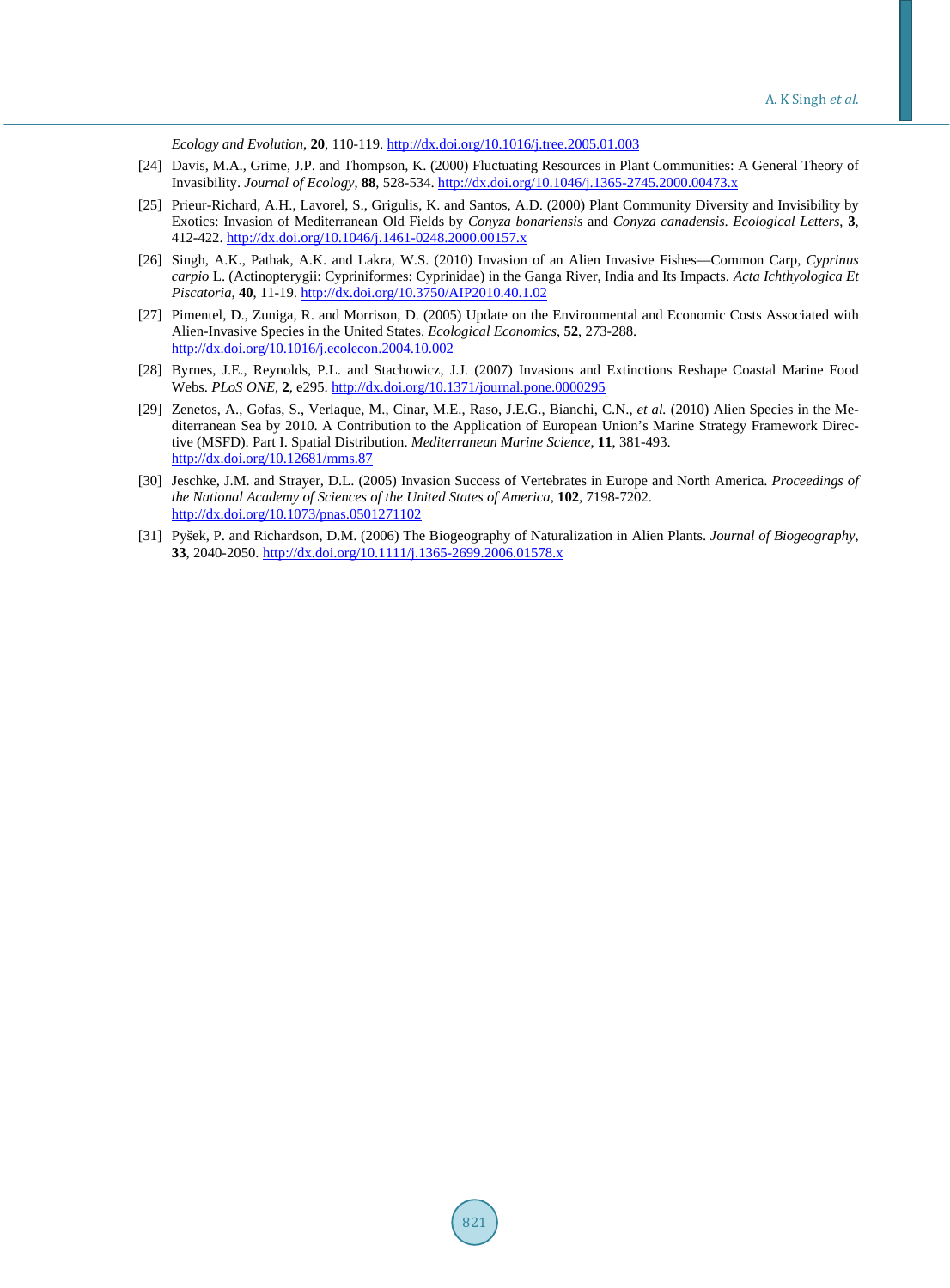*Ecology and Evolution*, **20**, 110-119. http://dx.doi.org/10.1016/j.tree.2005.01.003

[24] Davis, M.A., Grime, J.P. and Thompson, K. (2000) Fluctuating Resources in Plant Communities: A General Theory of Invasibility. *Journal of Ecology*, **88**, 528-534. http://dx.doi.org/10.1046/j.1365-2745.2000.00473.x

[25] Prieur-Richard, A.H., Lavorel, S., Grigulis, K. and Santos, A.D. (2000) Plant Community Diversity and Invisibility by Exotics: Invasion of Mediterranean Old Fields by *Conyza bonariensis* and *Conyza canadensis*. *Ecological Letters*, **3**, 412-422. http://dx.doi.org/10.1046/j.1461-0248.2000.00157.x

[26] Singh, A.K., Pathak, A.K. and Lakra, W.S. (2010) Invasion of an Alien Invasive Fishes—Common Carp, *Cyprinus carpio* L. (Actinopterygii: Cypriniformes: Cyprinidae) in the Ganga River, India and Its Impacts. *Acta Ichthyologica Et Piscatoria*, **40**, 11-19. http://dx.doi.org/10.3750/AIP2010.40.1.02

[27] Pimentel, D., Zuniga, R. and Morrison, D. (2005) Update on the Environmental and Economic Costs Associated with Alien-Invasive Species in the United States. *Ecological Economics*, **52**, 273-288. http://dx.doi.org/10.1016/j.ecolecon.2004.10.002

[28] Byrnes, J.E., Reynolds, P.L. and Stachowicz, J.J. (2007) Invasions and Extinctions Reshape Coastal Marine Food Webs. *PLoS ONE*, **2**, e295. http://dx.doi.org/10.1371/journal.pone.0000295

[29] Zenetos, A., Gofas, S., Verlaque, M., Cinar, M.E., Raso, J.E.G., Bianchi, C.N., *et al.* (2010) Alien Species in the Mediterranean Sea by 2010. A Contribution to the Application of European Union's Marine Strategy Framework Directive (MSFD). Part I. Spatial Distribution. *Mediterranean Marine Science*, **11**, 381-493. http://dx.doi.org/10.12681/mms.87

[30] Jeschke, J.M. and Strayer, D.L. (2005) Invasion Success of Vertebrates in Europe and North America. *Proceedings of the National Academy of Sciences of the United States of America*, **102**, 7198-7202. http://dx.doi.org/10.1073/pnas.0501271102

[31] Pyšek, P. and Richardson, D.M. (2006) The Biogeography of Naturalization in Alien Plants. *Journal of Biogeography*, **33**, 2040-2050. http://dx.doi.org/10.1111/j.1365-2699.2006.01578.x